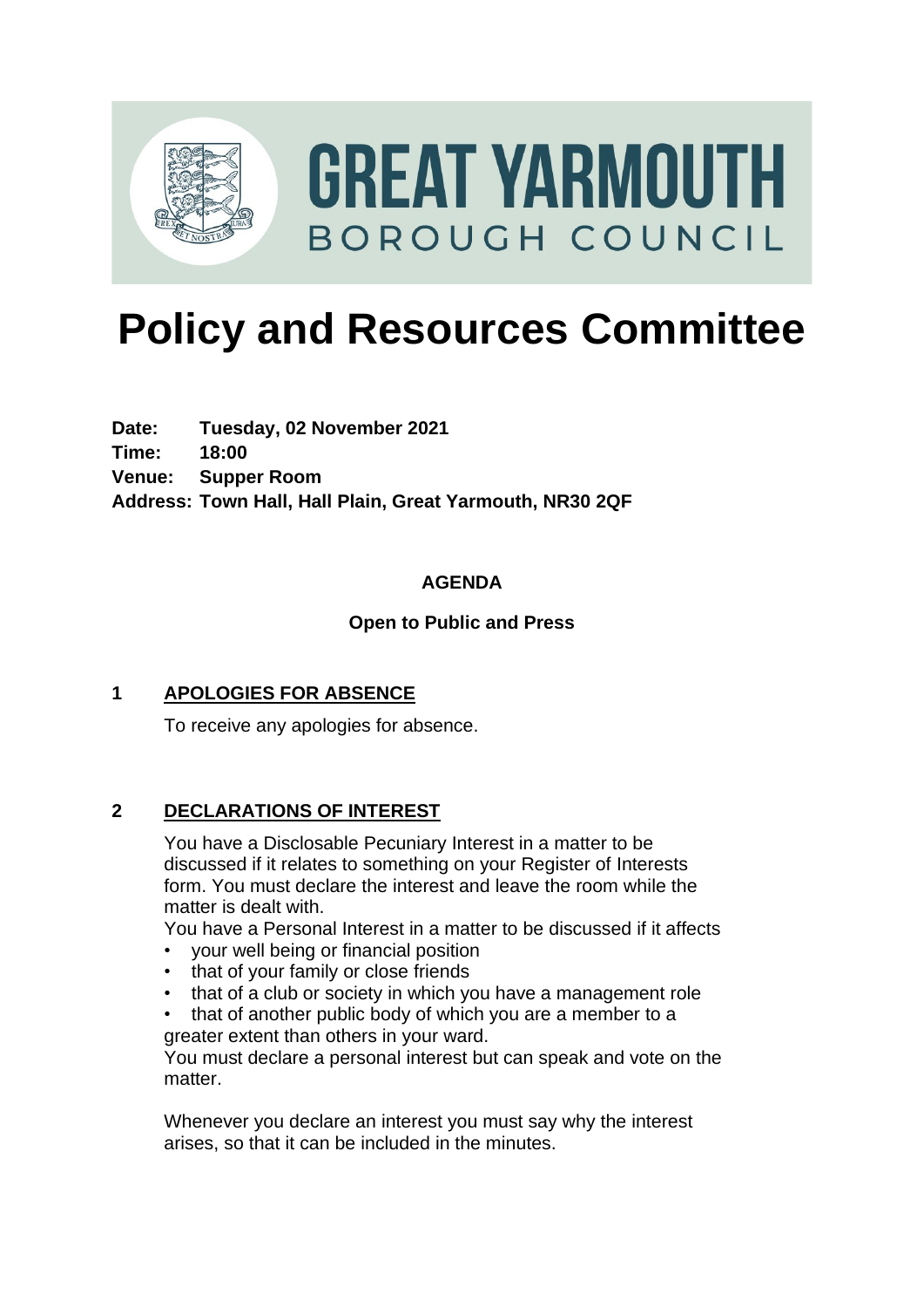# GREAT YARMOUTH BOROUGH COUNCIL

# Policy and Resources Committee

**Date:** Tuesday, 02 November 2021
**Time:** 18:00
**Venue:** Supper Room
**Address:** Town Hall, Hall Plain, Great Yarmouth, NR30 2QF

## AGENDA

**Open to Public and Press**

### 1 APOLOGIES FOR ABSENCE

To receive any apologies for absence.

### 2 DECLARATIONS OF INTEREST

You have a Disclosable Pecuniary Interest in a matter to be discussed if it relates to something on your Register of Interests form. You must declare the interest and leave the room while the matter is dealt with.

You have a Personal Interest in a matter to be discussed if it affects

- your well being or financial position
- that of your family or close friends
- that of a club or society in which you have a management role
- that of another public body of which you are a member to a greater extent than others in your ward.

You must declare a personal interest but can speak and vote on the matter.

Whenever you declare an interest you must say why the interest arises, so that it can be included in the minutes.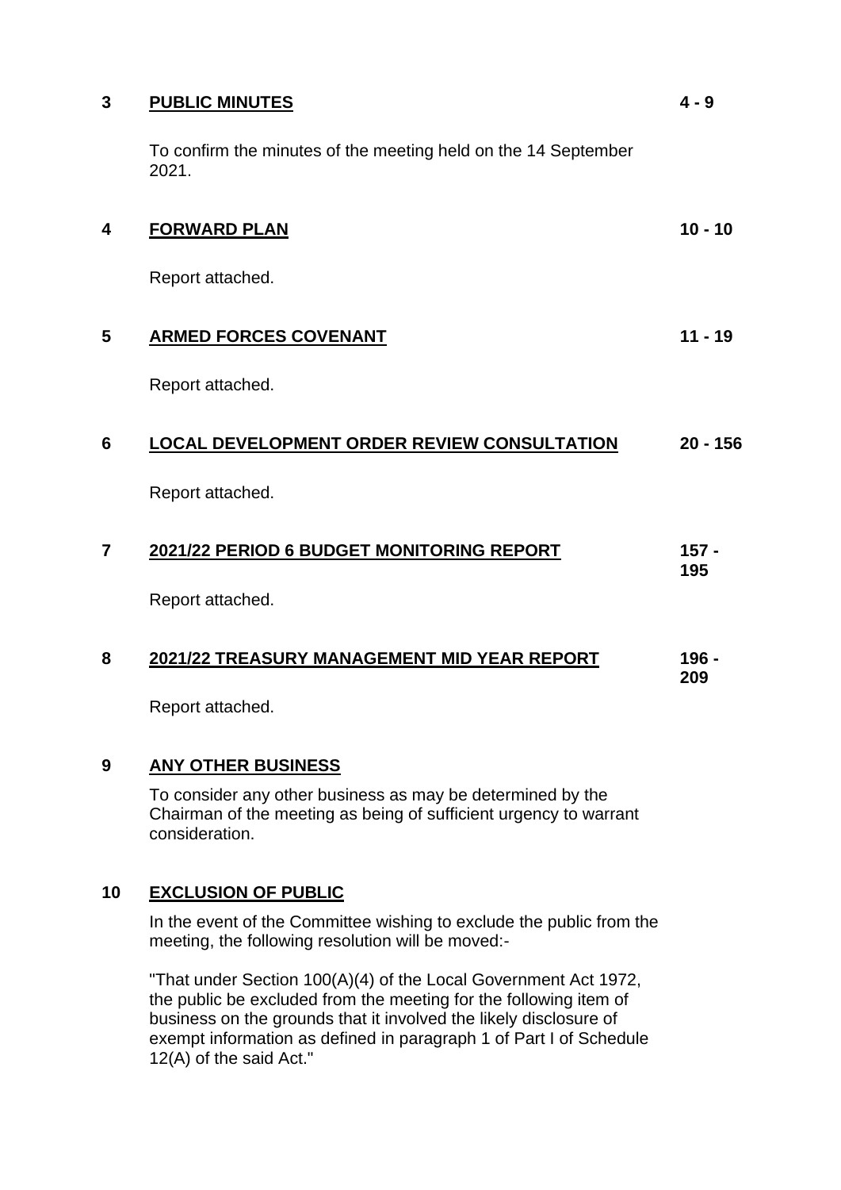**3 PUBLIC MINUTES** **4 - 9**

To confirm the minutes of the meeting held on the 14 September 2021.

**4 FORWARD PLAN** **10 - 10**

Report attached.

**5 ARMED FORCES COVENANT** **11 - 19**

Report attached.

**6 LOCAL DEVELOPMENT ORDER REVIEW CONSULTATION** **20 - 156**

Report attached.

**7 2021/22 PERIOD 6 BUDGET MONITORING REPORT** **157 - 195**

Report attached.

**8 2021/22 TREASURY MANAGEMENT MID YEAR REPORT** **196 - 209**

Report attached.

**9 ANY OTHER BUSINESS**

To consider any other business as may be determined by the Chairman of the meeting as being of sufficient urgency to warrant consideration.

**10 EXCLUSION OF PUBLIC**

In the event of the Committee wishing to exclude the public from the meeting, the following resolution will be moved:-

"That under Section 100(A)(4) of the Local Government Act 1972, the public be excluded from the meeting for the following item of business on the grounds that it involved the likely disclosure of exempt information as defined in paragraph 1 of Part I of Schedule 12(A) of the said Act."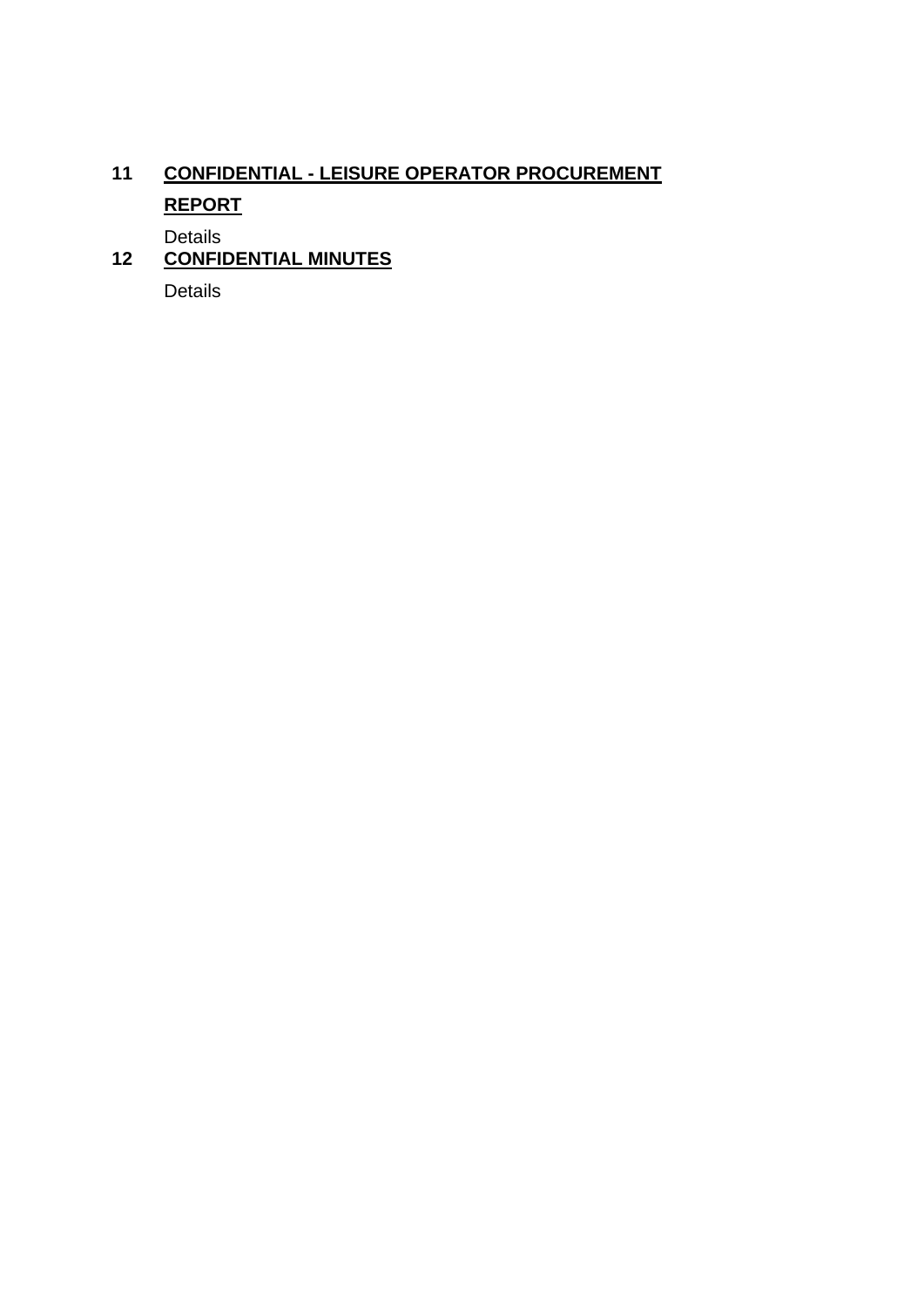**11 CONFIDENTIAL - LEISURE OPERATOR PROCUREMENT REPORT**

Details

**12 CONFIDENTIAL MINUTES**

Details